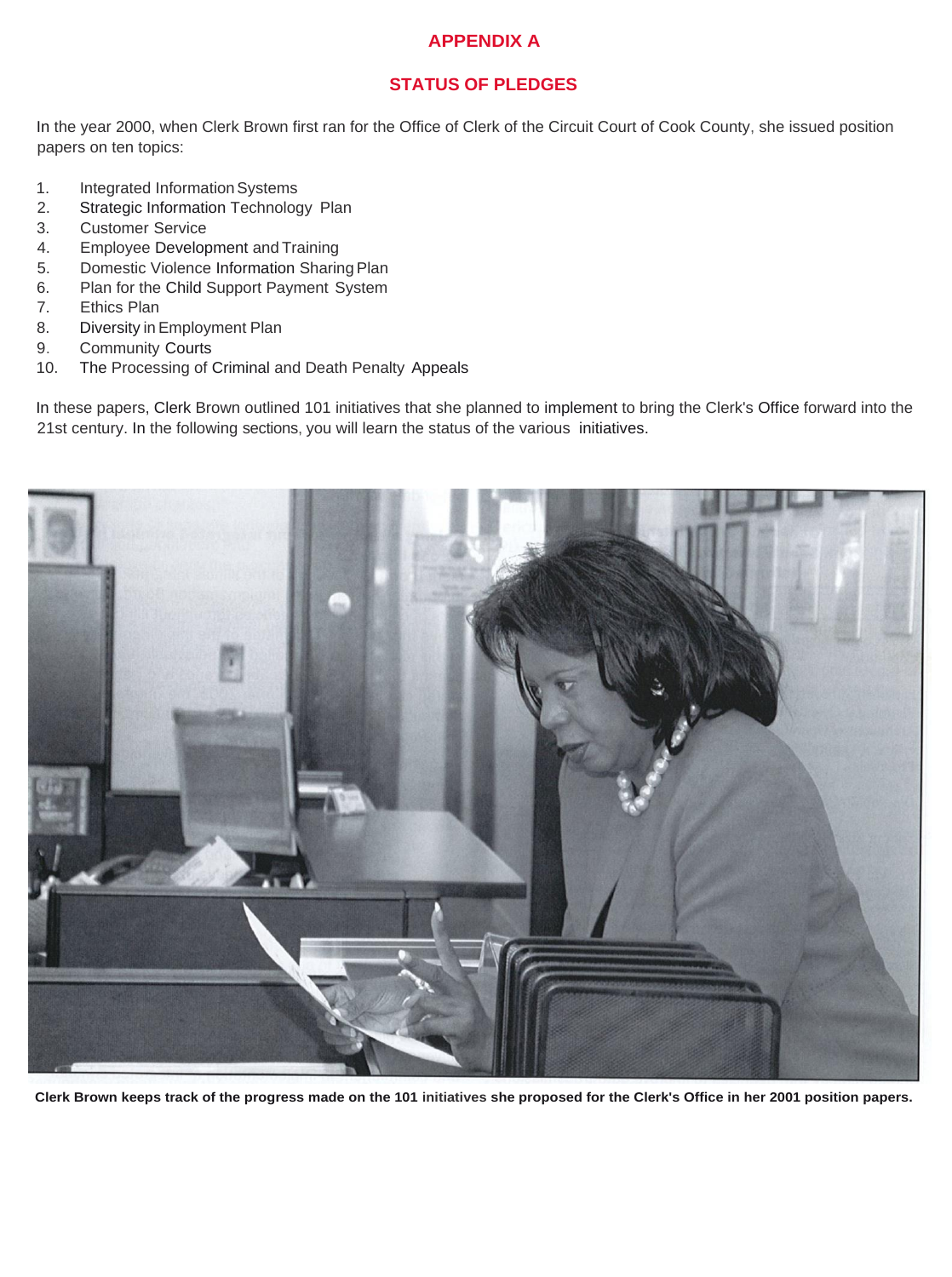# APPENDIX A

## STATUS OF PLEDGES

In the year 2000, when Clerk Brown first ran for the Office of Clerk of the Circuit Court of Cook County, she issued position papers on ten topics:

1. Integrated Information Systems
2. Strategic Information Technology Plan
3. Customer Service
4. Employee Development and Training
5. Domestic Violence Information Sharing Plan
6. Plan for the Child Support Payment System
7. Ethics Plan
8. Diversity in Employment Plan
9. Community Courts
10. The Processing of Criminal and Death Penalty Appeals

In these papers, Clerk Brown outlined 101 initiatives that she planned to implement to bring the Clerk's Office forward into the 21st century. In the following sections, you will learn the status of the various initiatives.

**Clerk Brown keeps track of the progress made on the 101 initiatives she proposed for the Clerk's Office in her 2001 position papers.**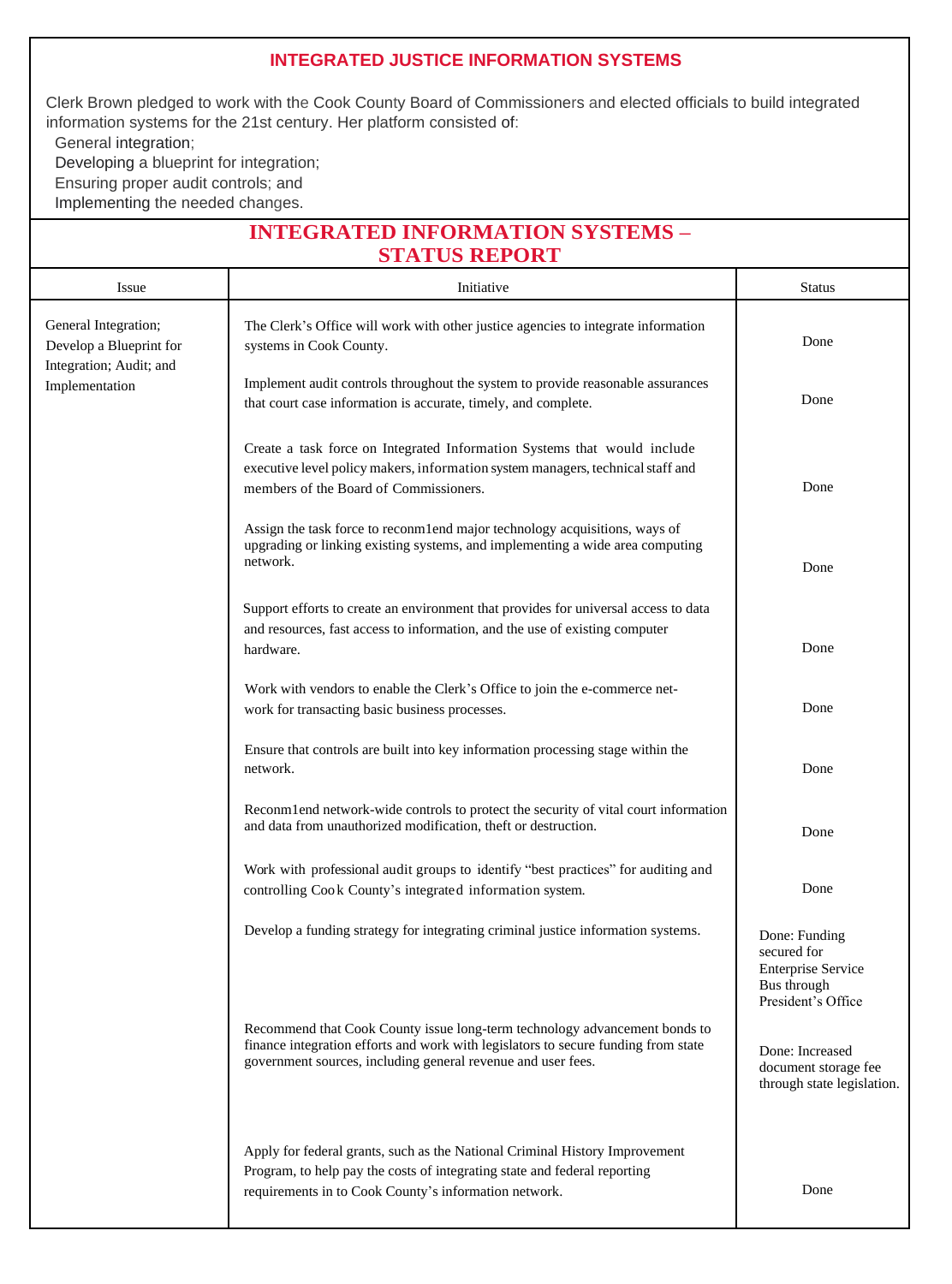## INTEGRATED JUSTICE INFORMATION SYSTEMS

Clerk Brown pledged to work with the Cook County Board of Commissioners and elected officials to build integrated information systems for the 21st century. Her platform consisted of:

- General integration;
- Developing a blueprint for integration;
- Ensuring proper audit controls; and
- Implementing the needed changes.

## INTEGRATED INFORMATION SYSTEMS – STATUS REPORT

| Issue | Initiative | Status |
|---|---|---|
| General Integration; Develop a Blueprint for Integration; Audit; and Implementation | The Clerk's Office will work with other justice agencies to integrate information systems in Cook County. | Done |
| | Implement audit controls throughout the system to provide reasonable assurances that court case information is accurate, timely, and complete. | Done |
| | Create a task force on Integrated Information Systems that would include executive level policy makers, information system managers, technical staff and members of the Board of Commissioners. | Done |
| | Assign the task force to reconm1end major technology acquisitions, ways of upgrading or linking existing systems, and implementing a wide area computing network. | Done |
| | Support efforts to create an environment that provides for universal access to data and resources, fast access to information, and the use of existing computer hardware. | Done |
| | Work with vendors to enable the Clerk's Office to join the e-commerce network for transacting basic business processes. | Done |
| | Ensure that controls are built into key information processing stage within the network. | Done |
| | Reconm1end network-wide controls to protect the security of vital court information and data from unauthorized modification, theft or destruction. | Done |
| | Work with professional audit groups to identify "best practices" for auditing and controlling Cook County's integrated information system. | Done |
| | Develop a funding strategy for integrating criminal justice information systems. | Done: Funding secured for Enterprise Service Bus through President's Office |
| | Recommend that Cook County issue long-term technology advancement bonds to finance integration efforts and work with legislators to secure funding from state government sources, including general revenue and user fees. | Done: Increased document storage fee through state legislation. |
| | Apply for federal grants, such as the National Criminal History Improvement Program, to help pay the costs of integrating state and federal reporting requirements in to Cook County's information network. | Done |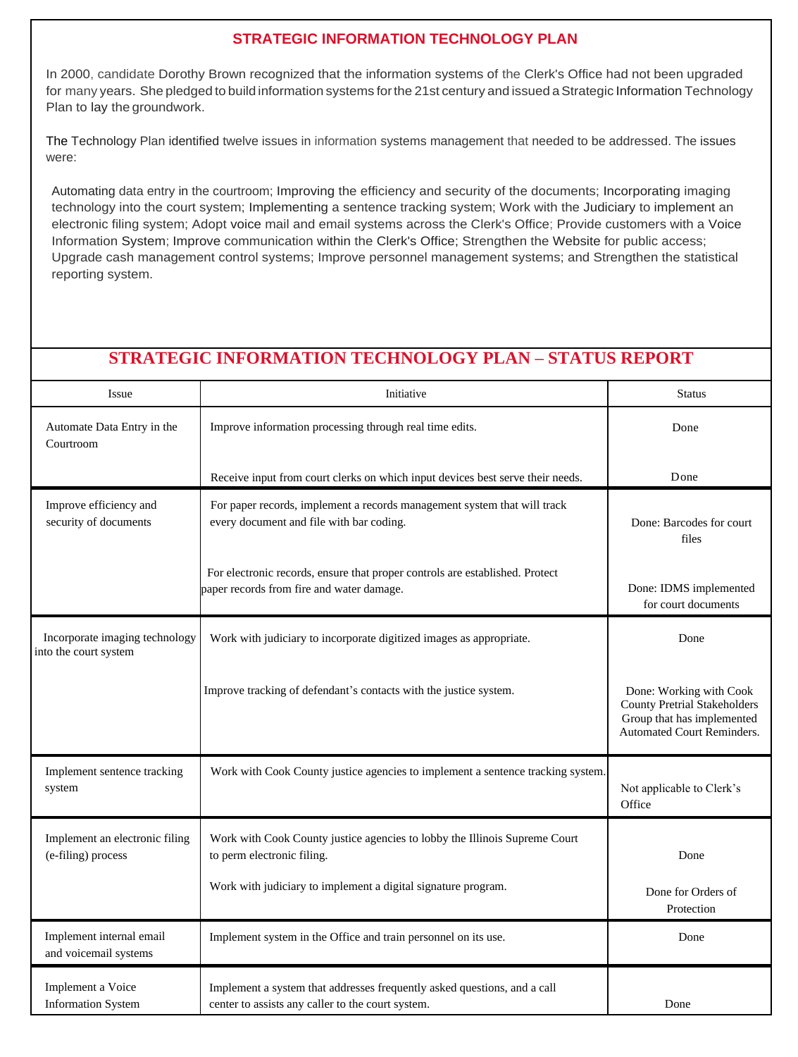## STRATEGIC INFORMATION TECHNOLOGY PLAN

In 2000, candidate Dorothy Brown recognized that the information systems of the Clerk's Office had not been upgraded for many years. She pledged to build information systems for the 21st century and issued a Strategic Information Technology Plan to lay the groundwork.

The Technology Plan identified twelve issues in information systems management that needed to be addressed. The issues were:

Automating data entry in the courtroom; Improving the efficiency and security of the documents; Incorporating imaging technology into the court system; Implementing a sentence tracking system; Work with the Judiciary to implement an electronic filing system; Adopt voice mail and email systems across the Clerk's Office; Provide customers with a Voice Information System; Improve communication within the Clerk's Office; Strengthen the Website for public access; Upgrade cash management control systems; Improve personnel management systems; and Strengthen the statistical reporting system.

## STRATEGIC INFORMATION TECHNOLOGY PLAN – STATUS REPORT

| Issue | Initiative | Status |
|---|---|---|
| Automate Data Entry in the Courtroom | Improve information processing through real time edits. | Done |
| | Receive input from court clerks on which input devices best serve their needs. | Done |
| Improve efficiency and security of documents | For paper records, implement a records management system that will track every document and file with bar coding. | Done: Barcodes for court files |
| | For electronic records, ensure that proper controls are established. Protect paper records from fire and water damage. | Done: IDMS implemented for court documents |
| Incorporate imaging technology into the court system | Work with judiciary to incorporate digitized images as appropriate. | Done |
| | Improve tracking of defendant's contacts with the justice system. | Done: Working with Cook County Pretrial Stakeholders Group that has implemented Automated Court Reminders. |
| Implement sentence tracking system | Work with Cook County justice agencies to implement a sentence tracking system. | Not applicable to Clerk's Office |
| Implement an electronic filing (e-filing) process | Work with Cook County justice agencies to lobby the Illinois Supreme Court to perm electronic filing. | Done |
| | Work with judiciary to implement a digital signature program. | Done for Orders of Protection |
| Implement internal email and voicemail systems | Implement system in the Office and train personnel on its use. | Done |
| Implement a Voice Information System | Implement a system that addresses frequently asked questions, and a call center to assists any caller to the court system. | Done |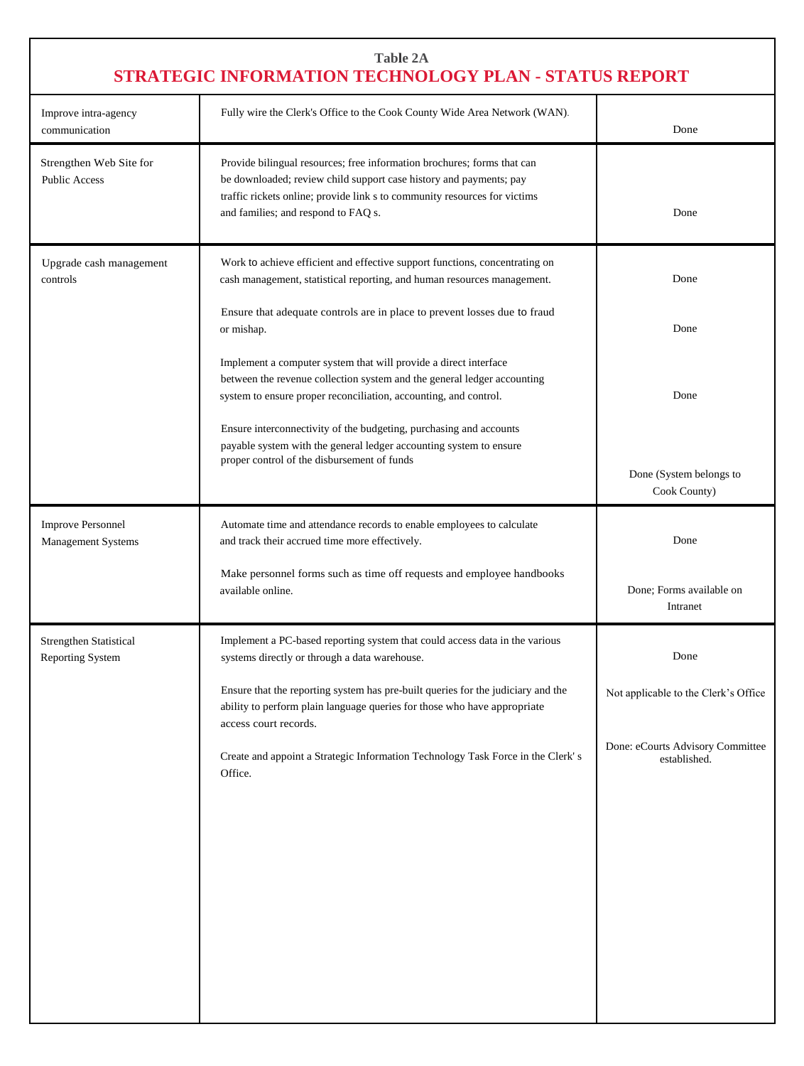**Table 2A**

## STRATEGIC INFORMATION TECHNOLOGY PLAN - STATUS REPORT

| | | |
|---|---|---|
| Improve intra-agency communication | Fully wire the Clerk's Office to the Cook County Wide Area Network (WAN). | Done |
| Strengthen Web Site for Public Access | Provide bilingual resources; free information brochures; forms that can be downloaded; review child support case history and payments; pay traffic rickets online; provide link s to community resources for victims and families; and respond to FAQ s. | Done |
| Upgrade cash management controls | Work to achieve efficient and effective support functions, concentrating on cash management, statistical reporting, and human resources management. | Done |
| | Ensure that adequate controls are in place to prevent losses due to fraud or mishap. | Done |
| | Implement a computer system that will provide a direct interface between the revenue collection system and the general ledger accounting system to ensure proper reconciliation, accounting, and control. | Done |
| | Ensure interconnectivity of the budgeting, purchasing and accounts payable system with the general ledger accounting system to ensure proper control of the disbursement of funds | Done (System belongs to Cook County) |
| Improve Personnel Management Systems | Automate time and attendance records to enable employees to calculate and track their accrued time more effectively. | Done |
| | Make personnel forms such as time off requests and employee handbooks available online. | Done; Forms available on Intranet |
| Strengthen Statistical Reporting System | Implement a PC-based reporting system that could access data in the various systems directly or through a data warehouse. | Done |
| | Ensure that the reporting system has pre-built queries for the judiciary and the ability to perform plain language queries for those who have appropriate access court records. | Not applicable to the Clerk's Office |
| | Create and appoint a Strategic Information Technology Task Force in the Clerk' s Office. | Done: eCourts Advisory Committee established. |